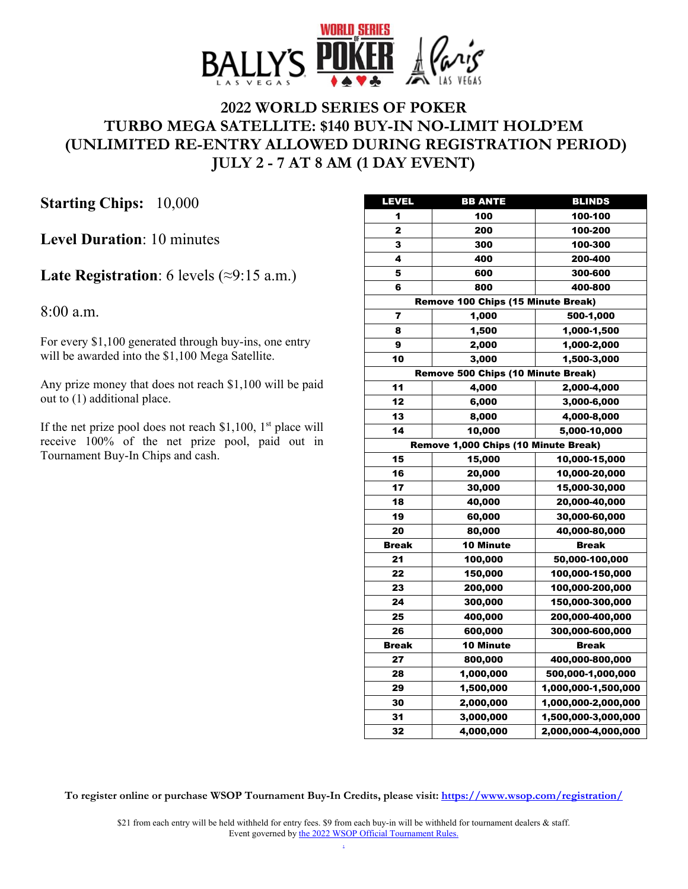# 2022 WORLD SERIES OF POKER
# TURBO MEGA SATELLITE: $140 BUY-IN NO-LIMIT HOLD'EM
# (UNLIMITED RE-ENTRY ALLOWED DURING REGISTRATION PERIOD)
# JULY 2 - 7 AT 8 AM (1 DAY EVENT)

**Starting Chips:** 10,000

**Level Duration**: 10 minutes

**Late Registration**: 6 levels (≈9:15 a.m.)

8:00 a.m.

For every $1,100 generated through buy-ins, one entry will be awarded into the $1,100 Mega Satellite.

Any prize money that does not reach $1,100 will be paid out to (1) additional place.

If the net prize pool does not reach $1,100, 1st place will receive 100% of the net prize pool, paid out in Tournament Buy-In Chips and cash.

| LEVEL | BB ANTE | BLINDS |
|---|---|---|
| 1 | 100 | 100-100 |
| 2 | 200 | 100-200 |
| 3 | 300 | 100-300 |
| 4 | 400 | 200-400 |
| 5 | 600 | 300-600 |
| 6 | 800 | 400-800 |
| Remove 100 Chips (15 Minute Break) | | |
| 7 | 1,000 | 500-1,000 |
| 8 | 1,500 | 1,000-1,500 |
| 9 | 2,000 | 1,000-2,000 |
| 10 | 3,000 | 1,500-3,000 |
| Remove 500 Chips (10 Minute Break) | | |
| 11 | 4,000 | 2,000-4,000 |
| 12 | 6,000 | 3,000-6,000 |
| 13 | 8,000 | 4,000-8,000 |
| 14 | 10,000 | 5,000-10,000 |
| Remove 1,000 Chips (10 Minute Break) | | |
| 15 | 15,000 | 10,000-15,000 |
| 16 | 20,000 | 10,000-20,000 |
| 17 | 30,000 | 15,000-30,000 |
| 18 | 40,000 | 20,000-40,000 |
| 19 | 60,000 | 30,000-60,000 |
| 20 | 80,000 | 40,000-80,000 |
| Break | 10 Minute | Break |
| 21 | 100,000 | 50,000-100,000 |
| 22 | 150,000 | 100,000-150,000 |
| 23 | 200,000 | 100,000-200,000 |
| 24 | 300,000 | 150,000-300,000 |
| 25 | 400,000 | 200,000-400,000 |
| 26 | 600,000 | 300,000-600,000 |
| Break | 10 Minute | Break |
| 27 | 800,000 | 400,000-800,000 |
| 28 | 1,000,000 | 500,000-1,000,000 |
| 29 | 1,500,000 | 1,000,000-1,500,000 |
| 30 | 2,000,000 | 1,000,000-2,000,000 |
| 31 | 3,000,000 | 1,500,000-3,000,000 |
| 32 | 4,000,000 | 2,000,000-4,000,000 |

**To register online or purchase WSOP Tournament Buy-In Credits, please visit: https://www.wsop.com/registration/**

$21 from each entry will be held withheld for entry fees. $9 from each buy-in will be withheld for tournament dealers & staff.
Event governed by the 2022 WSOP Official Tournament Rules.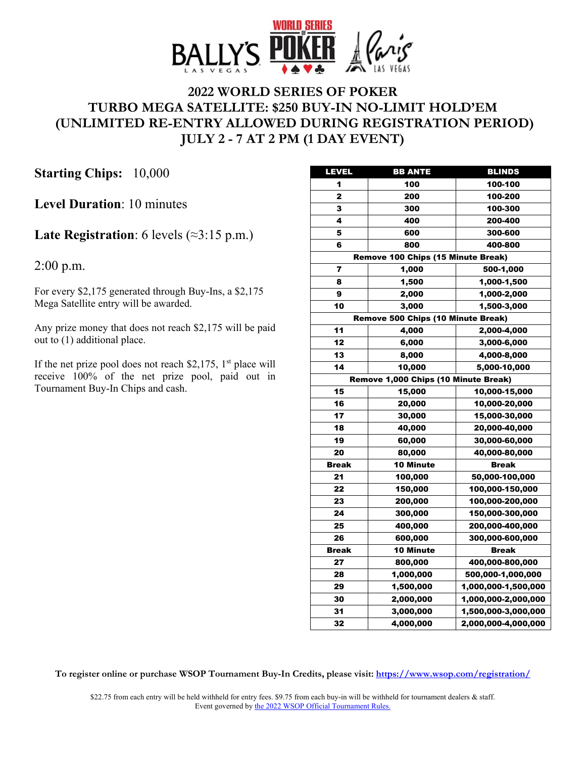# 2022 WORLD SERIES OF POKER
# TURBO MEGA SATELLITE: $250 BUY-IN NO-LIMIT HOLD'EM
# (UNLIMITED RE-ENTRY ALLOWED DURING REGISTRATION PERIOD)
# JULY 2 - 7 AT 2 PM (1 DAY EVENT)

**Starting Chips:** 10,000

**Level Duration**: 10 minutes

**Late Registration**: 6 levels (≈3:15 p.m.)

2:00 p.m.

For every $2,175 generated through Buy-Ins, a $2,175 Mega Satellite entry will be awarded.

Any prize money that does not reach $2,175 will be paid out to (1) additional place.

If the net prize pool does not reach $2,175, 1st place will receive 100% of the net prize pool, paid out in Tournament Buy-In Chips and cash.

| LEVEL | BB ANTE | BLINDS |
|---|---|---|
| 1 | 100 | 100-100 |
| 2 | 200 | 100-200 |
| 3 | 300 | 100-300 |
| 4 | 400 | 200-400 |
| 5 | 600 | 300-600 |
| 6 | 800 | 400-800 |
| Remove 100 Chips (15 Minute Break) | | |
| 7 | 1,000 | 500-1,000 |
| 8 | 1,500 | 1,000-1,500 |
| 9 | 2,000 | 1,000-2,000 |
| 10 | 3,000 | 1,500-3,000 |
| Remove 500 Chips (10 Minute Break) | | |
| 11 | 4,000 | 2,000-4,000 |
| 12 | 6,000 | 3,000-6,000 |
| 13 | 8,000 | 4,000-8,000 |
| 14 | 10,000 | 5,000-10,000 |
| Remove 1,000 Chips (10 Minute Break) | | |
| 15 | 15,000 | 10,000-15,000 |
| 16 | 20,000 | 10,000-20,000 |
| 17 | 30,000 | 15,000-30,000 |
| 18 | 40,000 | 20,000-40,000 |
| 19 | 60,000 | 30,000-60,000 |
| 20 | 80,000 | 40,000-80,000 |
| Break | 10 Minute | Break |
| 21 | 100,000 | 50,000-100,000 |
| 22 | 150,000 | 100,000-150,000 |
| 23 | 200,000 | 100,000-200,000 |
| 24 | 300,000 | 150,000-300,000 |
| 25 | 400,000 | 200,000-400,000 |
| 26 | 600,000 | 300,000-600,000 |
| Break | 10 Minute | Break |
| 27 | 800,000 | 400,000-800,000 |
| 28 | 1,000,000 | 500,000-1,000,000 |
| 29 | 1,500,000 | 1,000,000-1,500,000 |
| 30 | 2,000,000 | 1,000,000-2,000,000 |
| 31 | 3,000,000 | 1,500,000-3,000,000 |
| 32 | 4,000,000 | 2,000,000-4,000,000 |

**To register online or purchase WSOP Tournament Buy-In Credits, please visit: [https://www.wsop.com/registration/](https://www.wsop.com/registration/)**

$22.75 from each entry will be held withheld for entry fees. $9.75 from each buy-in will be withheld for tournament dealers & staff.
Event governed by the 2022 WSOP Official Tournament Rules.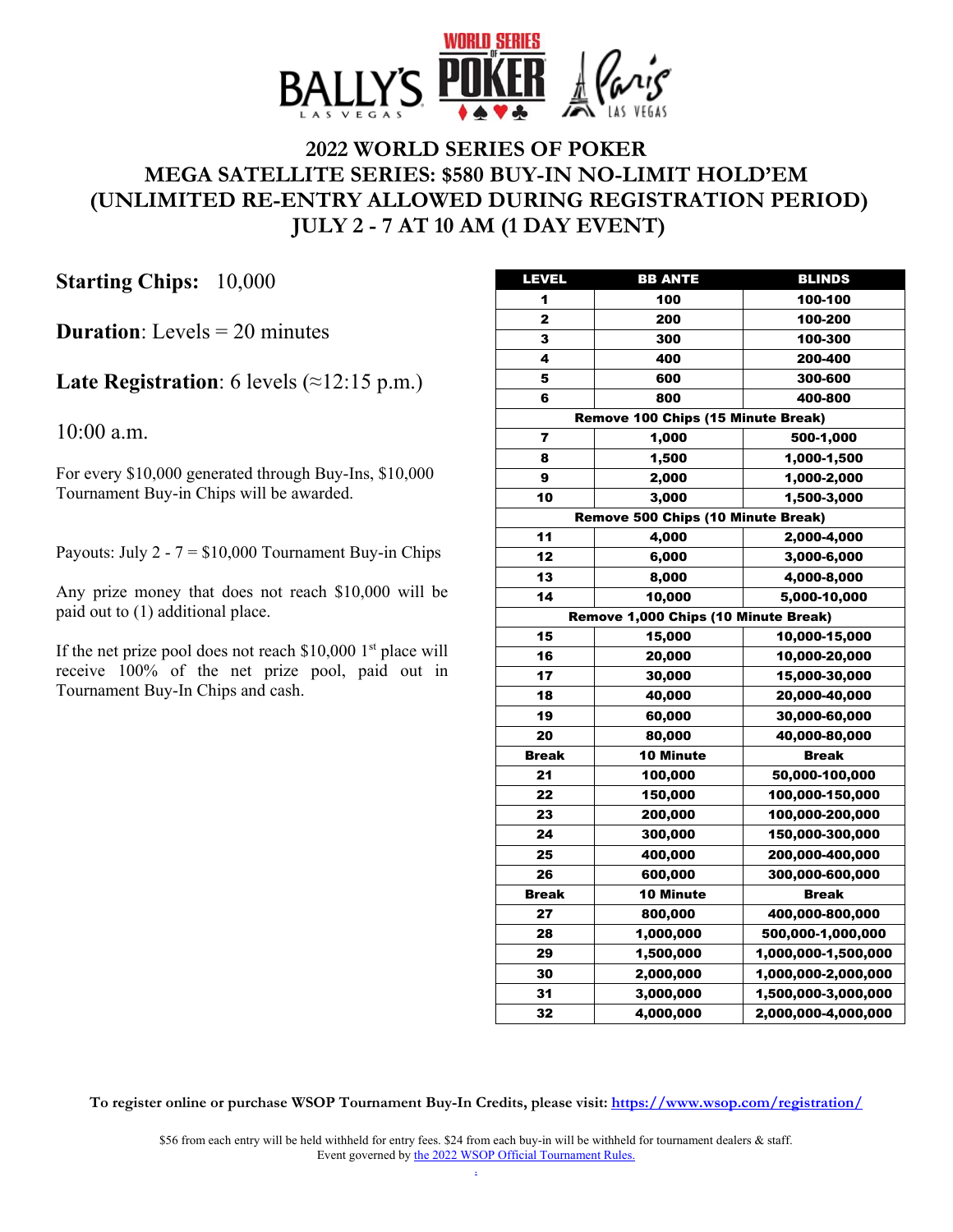# 2022 WORLD SERIES OF POKER
# MEGA SATELLITE SERIES: $580 BUY-IN NO-LIMIT HOLD'EM
# (UNLIMITED RE-ENTRY ALLOWED DURING REGISTRATION PERIOD)
# JULY 2 - 7 AT 10 AM (1 DAY EVENT)

**Starting Chips:** 10,000

**Duration**: Levels = 20 minutes

**Late Registration**: 6 levels (≈12:15 p.m.)

10:00 a.m.

For every $10,000 generated through Buy-Ins, $10,000 Tournament Buy-in Chips will be awarded.

Payouts: July 2 - 7 = $10,000 Tournament Buy-in Chips

Any prize money that does not reach $10,000 will be paid out to (1) additional place.

If the net prize pool does not reach $10,000 1st place will receive 100% of the net prize pool, paid out in Tournament Buy-In Chips and cash.

| LEVEL | BB ANTE | BLINDS |
|---|---|---|
| 1 | 100 | 100-100 |
| 2 | 200 | 100-200 |
| 3 | 300 | 100-300 |
| 4 | 400 | 200-400 |
| 5 | 600 | 300-600 |
| 6 | 800 | 400-800 |
| Remove 100 Chips (15 Minute Break) | | |
| 7 | 1,000 | 500-1,000 |
| 8 | 1,500 | 1,000-1,500 |
| 9 | 2,000 | 1,000-2,000 |
| 10 | 3,000 | 1,500-3,000 |
| Remove 500 Chips (10 Minute Break) | | |
| 11 | 4,000 | 2,000-4,000 |
| 12 | 6,000 | 3,000-6,000 |
| 13 | 8,000 | 4,000-8,000 |
| 14 | 10,000 | 5,000-10,000 |
| Remove 1,000 Chips (10 Minute Break) | | |
| 15 | 15,000 | 10,000-15,000 |
| 16 | 20,000 | 10,000-20,000 |
| 17 | 30,000 | 15,000-30,000 |
| 18 | 40,000 | 20,000-40,000 |
| 19 | 60,000 | 30,000-60,000 |
| 20 | 80,000 | 40,000-80,000 |
| Break | 10 Minute | Break |
| 21 | 100,000 | 50,000-100,000 |
| 22 | 150,000 | 100,000-150,000 |
| 23 | 200,000 | 100,000-200,000 |
| 24 | 300,000 | 150,000-300,000 |
| 25 | 400,000 | 200,000-400,000 |
| 26 | 600,000 | 300,000-600,000 |
| Break | 10 Minute | Break |
| 27 | 800,000 | 400,000-800,000 |
| 28 | 1,000,000 | 500,000-1,000,000 |
| 29 | 1,500,000 | 1,000,000-1,500,000 |
| 30 | 2,000,000 | 1,000,000-2,000,000 |
| 31 | 3,000,000 | 1,500,000-3,000,000 |
| 32 | 4,000,000 | 2,000,000-4,000,000 |

**To register online or purchase WSOP Tournament Buy-In Credits, please visit: [https://www.wsop.com/registration/](https://www.wsop.com/registration/)**

$56 from each entry will be held withheld for entry fees. $24 from each buy-in will be withheld for tournament dealers & staff.
Event governed by the 2022 WSOP Official Tournament Rules.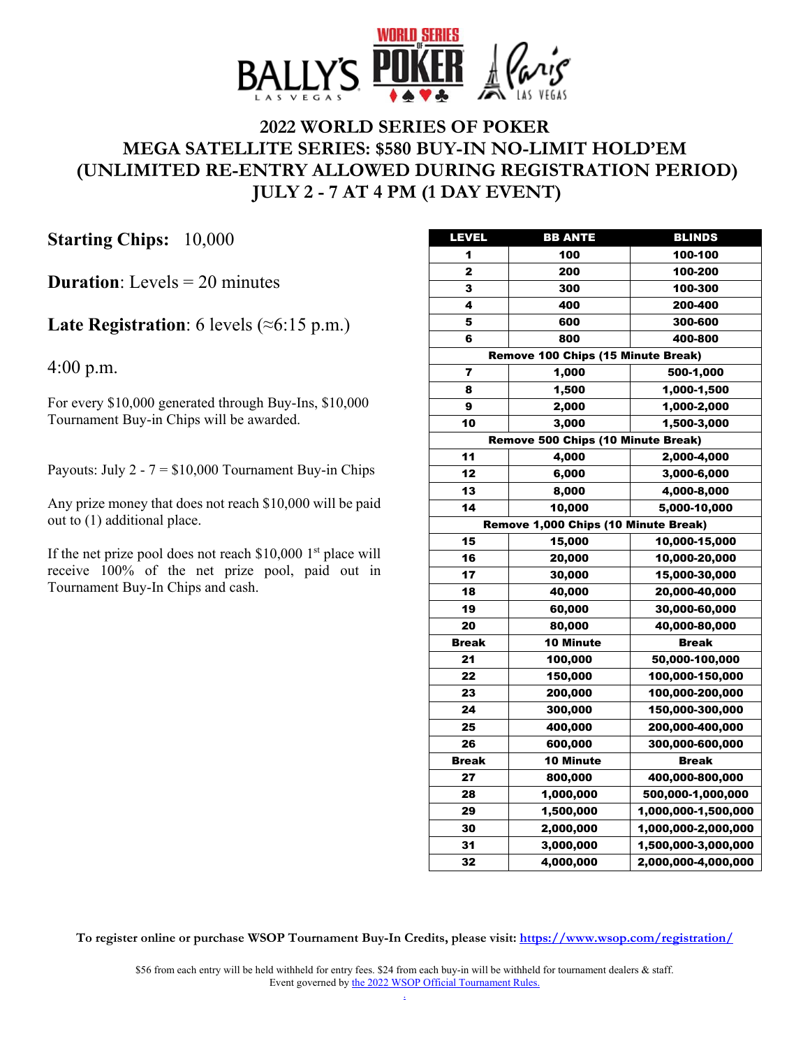# 2022 WORLD SERIES OF POKER
# MEGA SATELLITE SERIES: $580 BUY-IN NO-LIMIT HOLD'EM
# (UNLIMITED RE-ENTRY ALLOWED DURING REGISTRATION PERIOD)
# JULY 2 - 7 AT 4 PM (1 DAY EVENT)

**Starting Chips:** 10,000

**Duration**: Levels = 20 minutes

**Late Registration**: 6 levels (≈6:15 p.m.)

4:00 p.m.

For every $10,000 generated through Buy-Ins, $10,000 Tournament Buy-in Chips will be awarded.

Payouts: July 2 - 7 = $10,000 Tournament Buy-in Chips

Any prize money that does not reach $10,000 will be paid out to (1) additional place.

If the net prize pool does not reach $10,000 1st place will receive 100% of the net prize pool, paid out in Tournament Buy-In Chips and cash.

| LEVEL | BB ANTE | BLINDS |
|---|---|---|
| 1 | 100 | 100-100 |
| 2 | 200 | 100-200 |
| 3 | 300 | 100-300 |
| 4 | 400 | 200-400 |
| 5 | 600 | 300-600 |
| 6 | 800 | 400-800 |
| Remove 100 Chips (15 Minute Break) | | |
| 7 | 1,000 | 500-1,000 |
| 8 | 1,500 | 1,000-1,500 |
| 9 | 2,000 | 1,000-2,000 |
| 10 | 3,000 | 1,500-3,000 |
| Remove 500 Chips (10 Minute Break) | | |
| 11 | 4,000 | 2,000-4,000 |
| 12 | 6,000 | 3,000-6,000 |
| 13 | 8,000 | 4,000-8,000 |
| 14 | 10,000 | 5,000-10,000 |
| Remove 1,000 Chips (10 Minute Break) | | |
| 15 | 15,000 | 10,000-15,000 |
| 16 | 20,000 | 10,000-20,000 |
| 17 | 30,000 | 15,000-30,000 |
| 18 | 40,000 | 20,000-40,000 |
| 19 | 60,000 | 30,000-60,000 |
| 20 | 80,000 | 40,000-80,000 |
| Break | 10 Minute | Break |
| 21 | 100,000 | 50,000-100,000 |
| 22 | 150,000 | 100,000-150,000 |
| 23 | 200,000 | 100,000-200,000 |
| 24 | 300,000 | 150,000-300,000 |
| 25 | 400,000 | 200,000-400,000 |
| 26 | 600,000 | 300,000-600,000 |
| Break | 10 Minute | Break |
| 27 | 800,000 | 400,000-800,000 |
| 28 | 1,000,000 | 500,000-1,000,000 |
| 29 | 1,500,000 | 1,000,000-1,500,000 |
| 30 | 2,000,000 | 1,000,000-2,000,000 |
| 31 | 3,000,000 | 1,500,000-3,000,000 |
| 32 | 4,000,000 | 2,000,000-4,000,000 |

**To register online or purchase WSOP Tournament Buy-In Credits, please visit: [https://www.wsop.com/registration/](https://www.wsop.com/registration/)**

$56 from each entry will be held withheld for entry fees. $24 from each buy-in will be withheld for tournament dealers & staff.
Event governed by [the 2022 WSOP Official Tournament Rules.](#)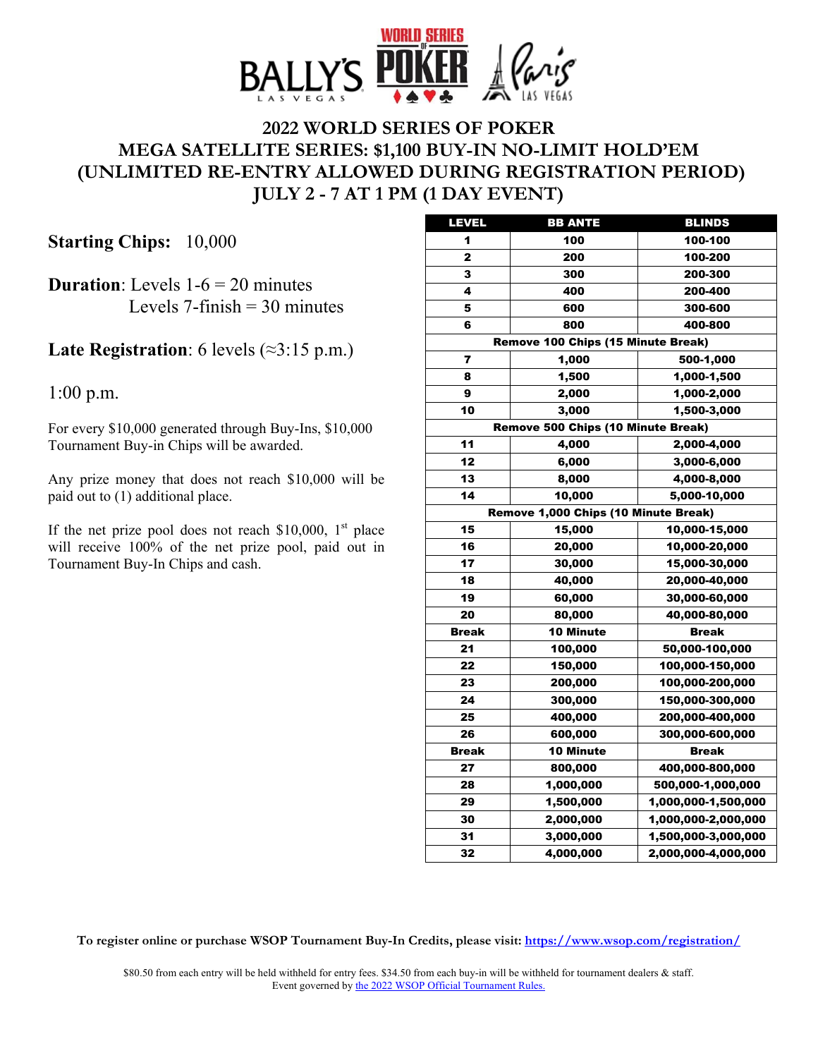# 2022 WORLD SERIES OF POKER
# MEGA SATELLITE SERIES: $1,100 BUY-IN NO-LIMIT HOLD'EM
# (UNLIMITED RE-ENTRY ALLOWED DURING REGISTRATION PERIOD)
# JULY 2 - 7 AT 1 PM (1 DAY EVENT)

**Starting Chips:** 10,000

**Duration**: Levels 1-6 = 20 minutes
Levels 7-finish = 30 minutes

**Late Registration**: 6 levels (≈3:15 p.m.)

1:00 p.m.

For every $10,000 generated through Buy-Ins, $10,000 Tournament Buy-in Chips will be awarded.

Any prize money that does not reach $10,000 will be paid out to (1) additional place.

If the net prize pool does not reach $10,000, 1st place will receive 100% of the net prize pool, paid out in Tournament Buy-In Chips and cash.

| LEVEL | BB ANTE | BLINDS |
|---|---|---|
| 1 | 100 | 100-100 |
| 2 | 200 | 100-200 |
| 3 | 300 | 200-300 |
| 4 | 400 | 200-400 |
| 5 | 600 | 300-600 |
| 6 | 800 | 400-800 |
| Remove 100 Chips (15 Minute Break) | | |
| 7 | 1,000 | 500-1,000 |
| 8 | 1,500 | 1,000-1,500 |
| 9 | 2,000 | 1,000-2,000 |
| 10 | 3,000 | 1,500-3,000 |
| Remove 500 Chips (10 Minute Break) | | |
| 11 | 4,000 | 2,000-4,000 |
| 12 | 6,000 | 3,000-6,000 |
| 13 | 8,000 | 4,000-8,000 |
| 14 | 10,000 | 5,000-10,000 |
| Remove 1,000 Chips (10 Minute Break) | | |
| 15 | 15,000 | 10,000-15,000 |
| 16 | 20,000 | 10,000-20,000 |
| 17 | 30,000 | 15,000-30,000 |
| 18 | 40,000 | 20,000-40,000 |
| 19 | 60,000 | 30,000-60,000 |
| 20 | 80,000 | 40,000-80,000 |
| Break | 10 Minute | Break |
| 21 | 100,000 | 50,000-100,000 |
| 22 | 150,000 | 100,000-150,000 |
| 23 | 200,000 | 100,000-200,000 |
| 24 | 300,000 | 150,000-300,000 |
| 25 | 400,000 | 200,000-400,000 |
| 26 | 600,000 | 300,000-600,000 |
| Break | 10 Minute | Break |
| 27 | 800,000 | 400,000-800,000 |
| 28 | 1,000,000 | 500,000-1,000,000 |
| 29 | 1,500,000 | 1,000,000-1,500,000 |
| 30 | 2,000,000 | 1,000,000-2,000,000 |
| 31 | 3,000,000 | 1,500,000-3,000,000 |
| 32 | 4,000,000 | 2,000,000-4,000,000 |

**To register online or purchase WSOP Tournament Buy-In Credits, please visit: https://www.wsop.com/registration/**

$80.50 from each entry will be held withheld for entry fees. $34.50 from each buy-in will be withheld for tournament dealers & staff.
Event governed by the 2022 WSOP Official Tournament Rules.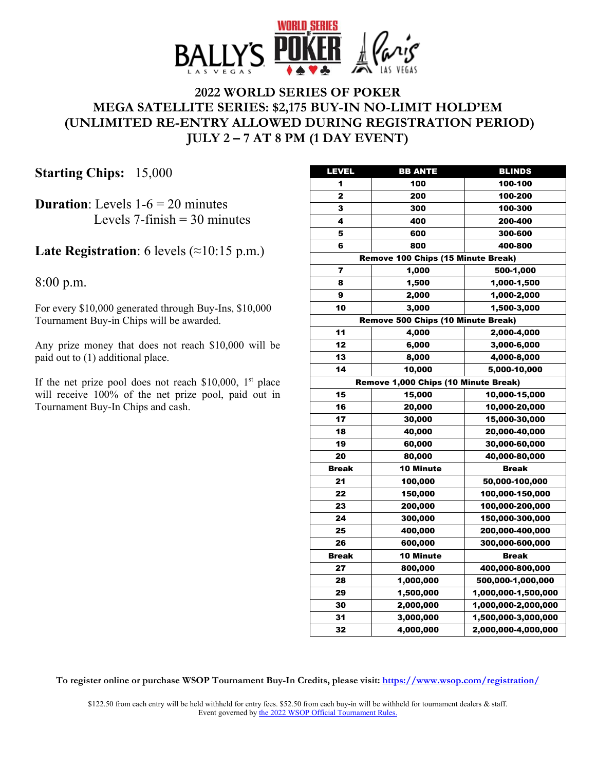# 2022 WORLD SERIES OF POKER
# MEGA SATELLITE SERIES: $2,175 BUY-IN NO-LIMIT HOLD'EM
# (UNLIMITED RE-ENTRY ALLOWED DURING REGISTRATION PERIOD)
# JULY 2 – 7 AT 8 PM (1 DAY EVENT)

**Starting Chips:** 15,000

**Duration**: Levels 1-6 = 20 minutes
Levels 7-finish = 30 minutes

**Late Registration**: 6 levels (≈10:15 p.m.)

8:00 p.m.

For every $10,000 generated through Buy-Ins, $10,000 Tournament Buy-in Chips will be awarded.

Any prize money that does not reach $10,000 will be paid out to (1) additional place.

If the net prize pool does not reach $10,000, 1st place will receive 100% of the net prize pool, paid out in Tournament Buy-In Chips and cash.

| LEVEL | BB ANTE | BLINDS |
|---|---|---|
| 1 | 100 | 100-100 |
| 2 | 200 | 100-200 |
| 3 | 300 | 100-300 |
| 4 | 400 | 200-400 |
| 5 | 600 | 300-600 |
| 6 | 800 | 400-800 |
| Remove 100 Chips (15 Minute Break) | | |
| 7 | 1,000 | 500-1,000 |
| 8 | 1,500 | 1,000-1,500 |
| 9 | 2,000 | 1,000-2,000 |
| 10 | 3,000 | 1,500-3,000 |
| Remove 500 Chips (10 Minute Break) | | |
| 11 | 4,000 | 2,000-4,000 |
| 12 | 6,000 | 3,000-6,000 |
| 13 | 8,000 | 4,000-8,000 |
| 14 | 10,000 | 5,000-10,000 |
| Remove 1,000 Chips (10 Minute Break) | | |
| 15 | 15,000 | 10,000-15,000 |
| 16 | 20,000 | 10,000-20,000 |
| 17 | 30,000 | 15,000-30,000 |
| 18 | 40,000 | 20,000-40,000 |
| 19 | 60,000 | 30,000-60,000 |
| 20 | 80,000 | 40,000-80,000 |
| Break | 10 Minute | Break |
| 21 | 100,000 | 50,000-100,000 |
| 22 | 150,000 | 100,000-150,000 |
| 23 | 200,000 | 100,000-200,000 |
| 24 | 300,000 | 150,000-300,000 |
| 25 | 400,000 | 200,000-400,000 |
| 26 | 600,000 | 300,000-600,000 |
| Break | 10 Minute | Break |
| 27 | 800,000 | 400,000-800,000 |
| 28 | 1,000,000 | 500,000-1,000,000 |
| 29 | 1,500,000 | 1,000,000-1,500,000 |
| 30 | 2,000,000 | 1,000,000-2,000,000 |
| 31 | 3,000,000 | 1,500,000-3,000,000 |
| 32 | 4,000,000 | 2,000,000-4,000,000 |

**To register online or purchase WSOP Tournament Buy-In Credits, please visit: [https://www.wsop.com/registration/](https://www.wsop.com/registration/)**

$122.50 from each entry will be held withheld for entry fees. $52.50 from each buy-in will be withheld for tournament dealers & staff. Event governed by the 2022 WSOP Official Tournament Rules.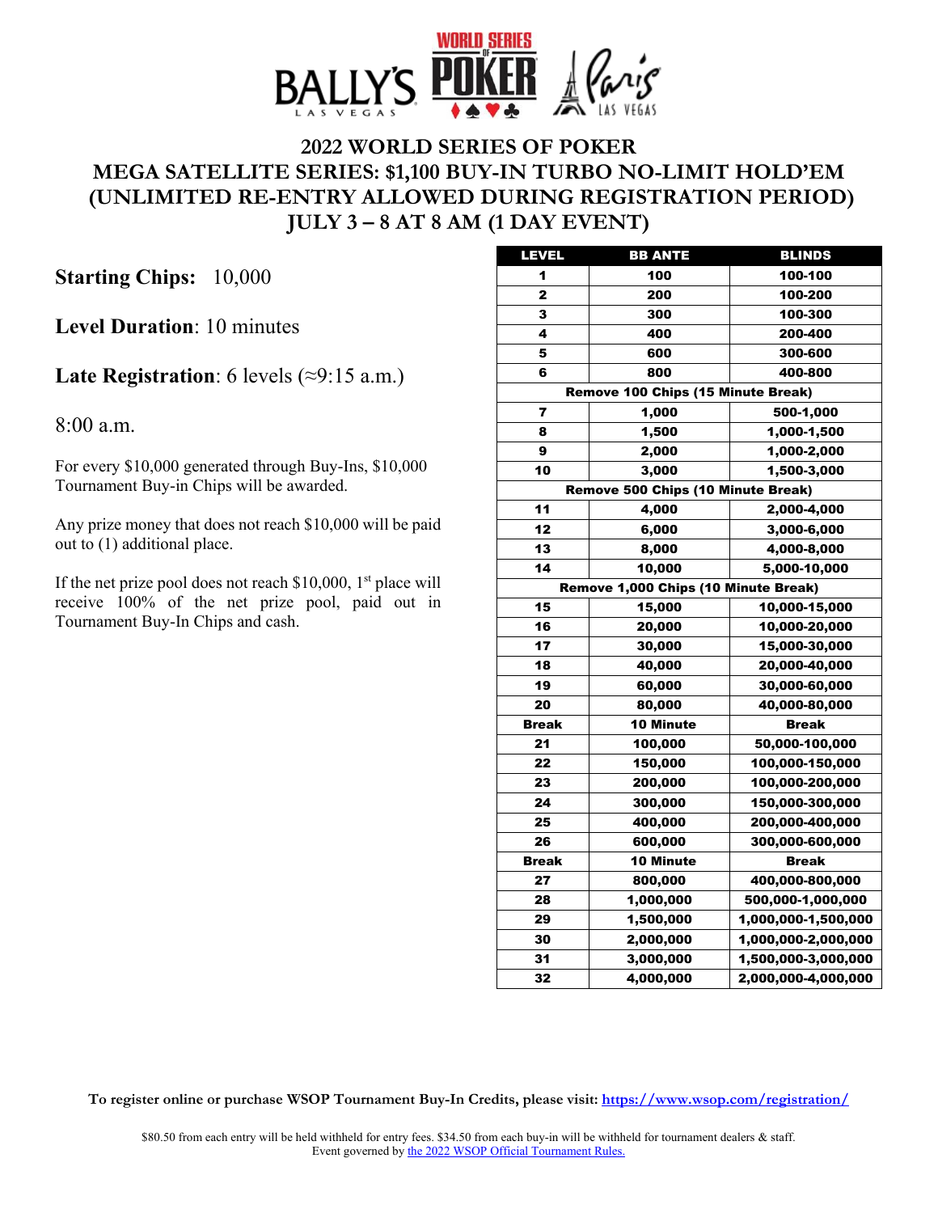# 2022 WORLD SERIES OF POKER

# MEGA SATELLITE SERIES: $1,100 BUY-IN TURBO NO-LIMIT HOLD'EM (UNLIMITED RE-ENTRY ALLOWED DURING REGISTRATION PERIOD)

# JULY 3 – 8 AT 8 AM (1 DAY EVENT)

**Starting Chips:** 10,000

**Level Duration**: 10 minutes

**Late Registration**: 6 levels (≈9:15 a.m.)

8:00 a.m.

For every $10,000 generated through Buy-Ins, $10,000 Tournament Buy-in Chips will be awarded.

Any prize money that does not reach $10,000 will be paid out to (1) additional place.

If the net prize pool does not reach $10,000, 1st place will receive 100% of the net prize pool, paid out in Tournament Buy-In Chips and cash.

| LEVEL | BB ANTE | BLINDS |
|---|---|---|
| 1 | 100 | 100-100 |
| 2 | 200 | 100-200 |
| 3 | 300 | 100-300 |
| 4 | 400 | 200-400 |
| 5 | 600 | 300-600 |
| 6 | 800 | 400-800 |
| Remove 100 Chips (15 Minute Break) | | |
| 7 | 1,000 | 500-1,000 |
| 8 | 1,500 | 1,000-1,500 |
| 9 | 2,000 | 1,000-2,000 |
| 10 | 3,000 | 1,500-3,000 |
| Remove 500 Chips (10 Minute Break) | | |
| 11 | 4,000 | 2,000-4,000 |
| 12 | 6,000 | 3,000-6,000 |
| 13 | 8,000 | 4,000-8,000 |
| 14 | 10,000 | 5,000-10,000 |
| Remove 1,000 Chips (10 Minute Break) | | |
| 15 | 15,000 | 10,000-15,000 |
| 16 | 20,000 | 10,000-20,000 |
| 17 | 30,000 | 15,000-30,000 |
| 18 | 40,000 | 20,000-40,000 |
| 19 | 60,000 | 30,000-60,000 |
| 20 | 80,000 | 40,000-80,000 |
| Break | 10 Minute | Break |
| 21 | 100,000 | 50,000-100,000 |
| 22 | 150,000 | 100,000-150,000 |
| 23 | 200,000 | 100,000-200,000 |
| 24 | 300,000 | 150,000-300,000 |
| 25 | 400,000 | 200,000-400,000 |
| 26 | 600,000 | 300,000-600,000 |
| Break | 10 Minute | Break |
| 27 | 800,000 | 400,000-800,000 |
| 28 | 1,000,000 | 500,000-1,000,000 |
| 29 | 1,500,000 | 1,000,000-1,500,000 |
| 30 | 2,000,000 | 1,000,000-2,000,000 |
| 31 | 3,000,000 | 1,500,000-3,000,000 |
| 32 | 4,000,000 | 2,000,000-4,000,000 |

**To register online or purchase WSOP Tournament Buy-In Credits, please visit: https://www.wsop.com/registration/**

$80.50 from each entry will be held withheld for entry fees. $34.50 from each buy-in will be withheld for tournament dealers & staff. Event governed by the 2022 WSOP Official Tournament Rules.